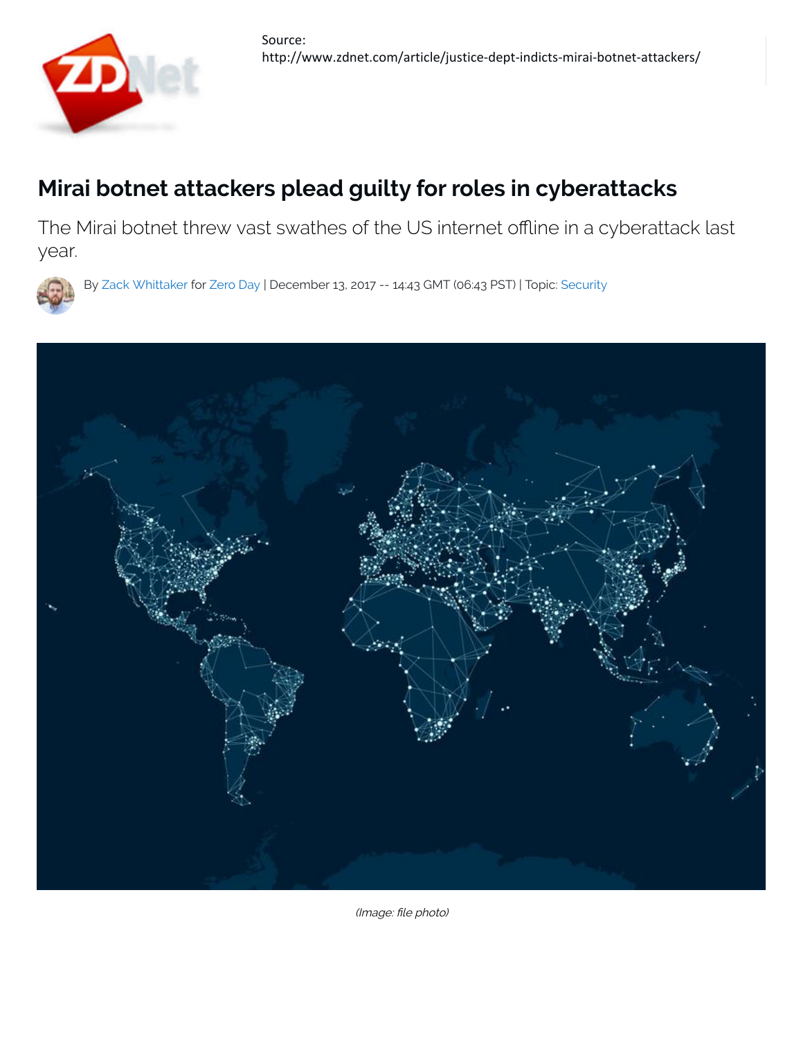Source:
http://www.zdnet.com/article/justice-dept-indicts-mirai-botnet-attackers/

# Mirai botnet attackers plead guilty for roles in cyberattacks

The Mirai botnet threw vast swathes of the US internet offline in a cyberattack last year.

By Zack Whittaker for Zero Day | December 13, 2017 -- 14:43 GMT (06:43 PST) | Topic: Security

*(Image: file photo)*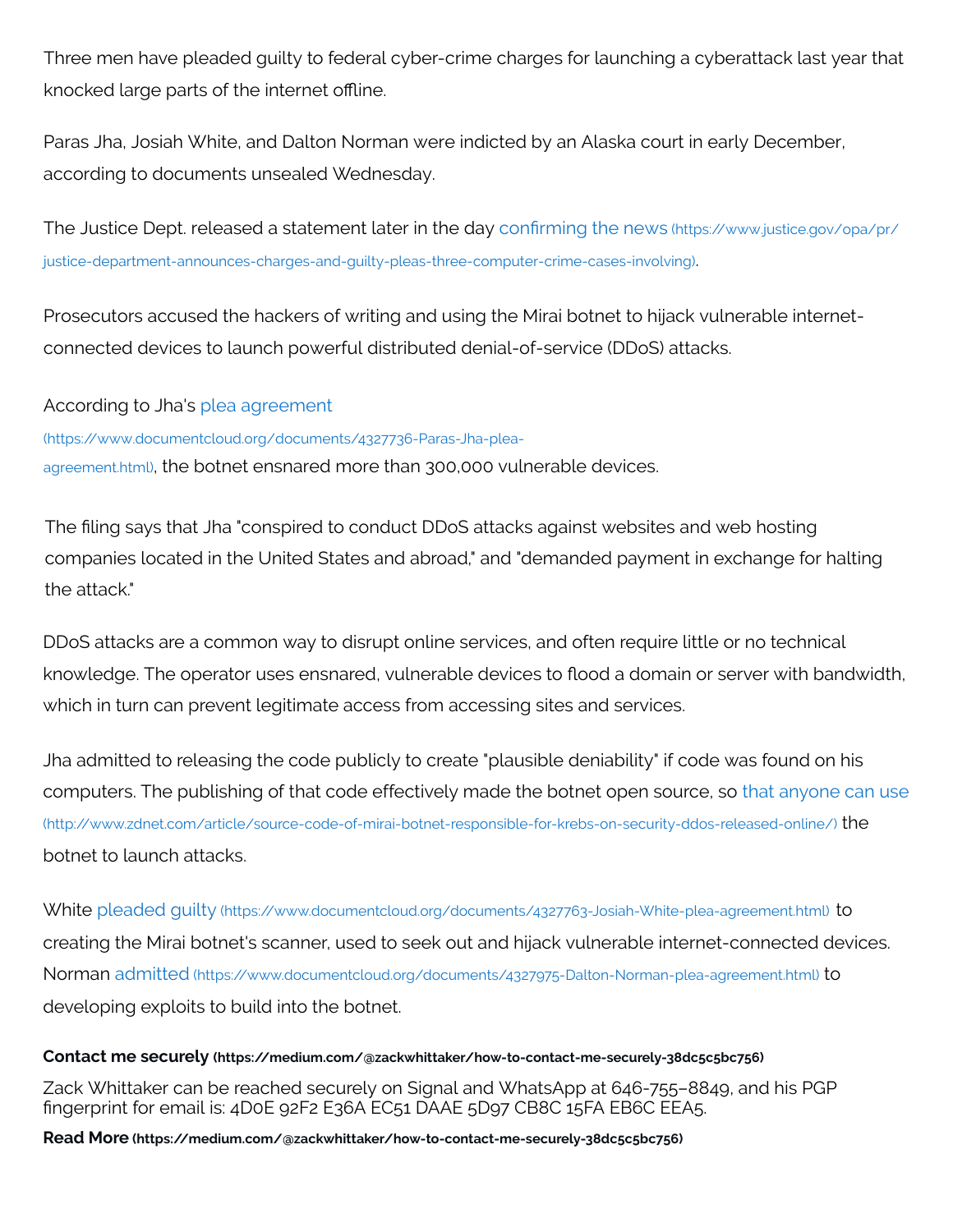Three men have pleaded guilty to federal cyber-crime charges for launching a cyberattack last year that knocked large parts of the internet offline.

Paras Jha, Josiah White, and Dalton Norman were indicted by an Alaska court in early December, according to documents unsealed Wednesday.

The Justice Dept. released a statement later in the day [confirming the news](https://www.justice.gov/opa/pr/justice-department-announces-charges-and-guilty-pleas-three-computer-crime-cases-involving) (https://www.justice.gov/opa/pr/justice-department-announces-charges-and-guilty-pleas-three-computer-crime-cases-involving).

Prosecutors accused the hackers of writing and using the Mirai botnet to hijack vulnerable internet-connected devices to launch powerful distributed denial-of-service (DDoS) attacks.

According to Jha's [plea agreement](https://www.documentcloud.org/documents/4327736-Paras-Jha-plea-agreement.html) (https://www.documentcloud.org/documents/4327736-Paras-Jha-plea-agreement.html), the botnet ensnared more than 300,000 vulnerable devices.

> The filing says that Jha "conspired to conduct DDoS attacks against websites and web hosting companies located in the United States and abroad," and "demanded payment in exchange for halting the attack."

DDoS attacks are a common way to disrupt online services, and often require little or no technical knowledge. The operator uses ensnared, vulnerable devices to flood a domain or server with bandwidth, which in turn can prevent legitimate access from accessing sites and services.

Jha admitted to releasing the code publicly to create "plausible deniability" if code was found on his computers. The publishing of that code effectively made the botnet open source, so [that anyone can use](http://www.zdnet.com/article/source-code-of-mirai-botnet-responsible-for-krebs-on-security-ddos-released-online/) (http://www.zdnet.com/article/source-code-of-mirai-botnet-responsible-for-krebs-on-security-ddos-released-online/) the botnet to launch attacks.

White [pleaded guilty](https://www.documentcloud.org/documents/4327763-Josiah-White-plea-agreement.html) (https://www.documentcloud.org/documents/4327763-Josiah-White-plea-agreement.html) to creating the Mirai botnet's scanner, used to seek out and hijack vulnerable internet-connected devices. Norman [admitted](https://www.documentcloud.org/documents/4327975-Dalton-Norman-plea-agreement.html) (https://www.documentcloud.org/documents/4327975-Dalton-Norman-plea-agreement.html) to developing exploits to build into the botnet.

**Contact me securely (https://medium.com/@zackwhittaker/how-to-contact-me-securely-38dc5c5bc756)**

Zack Whittaker can be reached securely on Signal and WhatsApp at 646-755–8849, and his PGP fingerprint for email is: 4D0E 92F2 E36A EC51 DAAE 5D97 CB8C 15FA EB6C EEA5.

**Read More (https://medium.com/@zackwhittaker/how-to-contact-me-securely-38dc5c5bc756)**